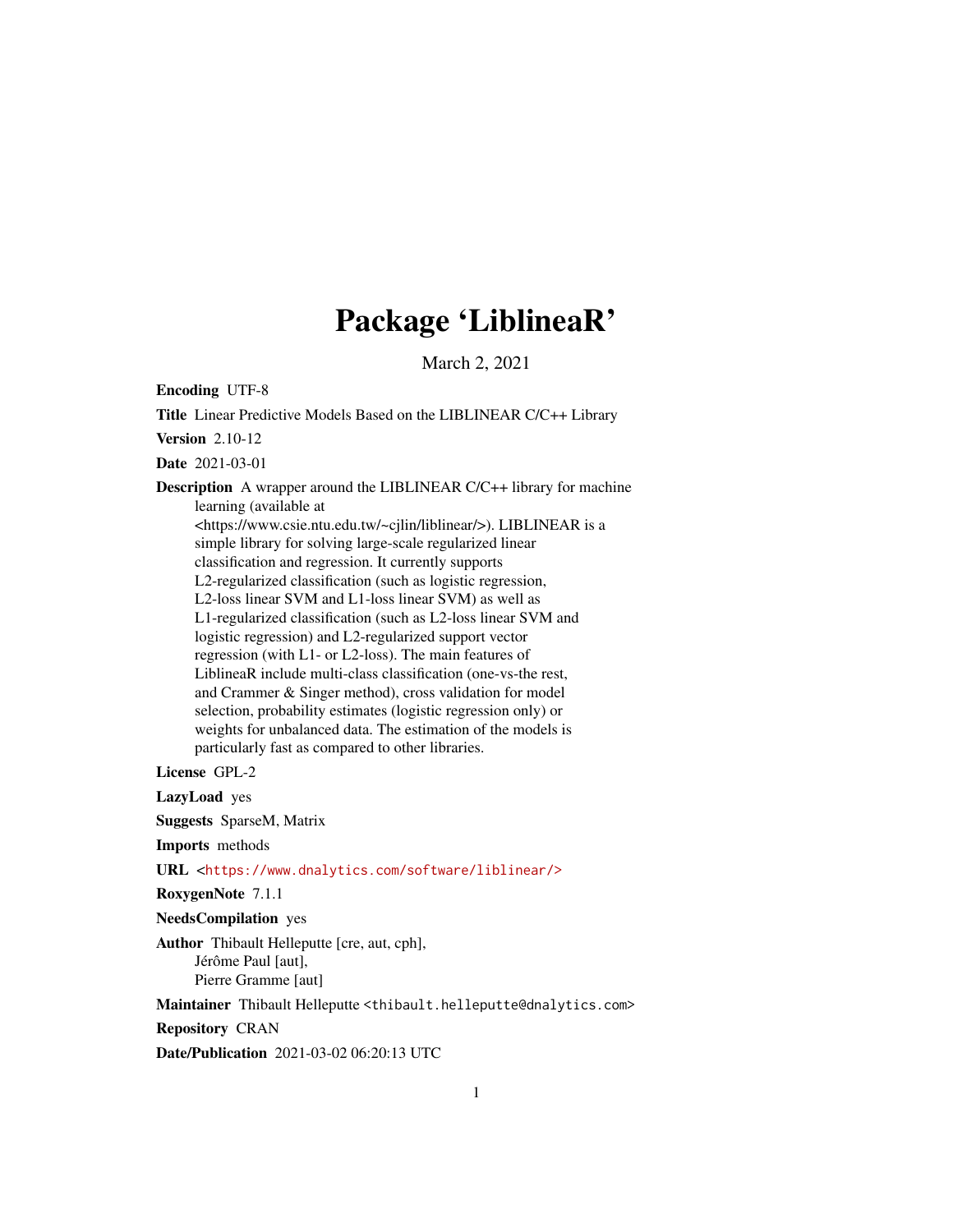# Package 'LiblineaR'

March 2, 2021

**Encoding** UTF-8

**Title** Linear Predictive Models Based on the LIBLINEAR C/C++ Library

**Version** 2.10-12

**Date** 2021-03-01

**Description** A wrapper around the LIBLINEAR C/C++ library for machine learning (available at <https://www.csie.ntu.edu.tw/~cjlin/liblinear/>). LIBLINEAR is a simple library for solving large-scale regularized linear classification and regression. It currently supports L2-regularized classification (such as logistic regression, L2-loss linear SVM and L1-loss linear SVM) as well as L1-regularized classification (such as L2-loss linear SVM and logistic regression) and L2-regularized support vector regression (with L1- or L2-loss). The main features of LiblineaR include multi-class classification (one-vs-the rest, and Crammer & Singer method), cross validation for model selection, probability estimates (logistic regression only) or weights for unbalanced data. The estimation of the models is particularly fast as compared to other libraries.

**License** GPL-2

**LazyLoad** yes

**Suggests** SparseM, Matrix

**Imports** methods

**URL** <https://www.dnalytics.com/software/liblinear/>

**RoxygenNote** 7.1.1

**NeedsCompilation** yes

**Author** Thibault Helleputte [cre, aut, cph],
Jérôme Paul [aut],
Pierre Gramme [aut]

**Maintainer** Thibault Helleputte <thibault.helleputte@dnalytics.com>

**Repository** CRAN

**Date/Publication** 2021-03-02 06:20:13 UTC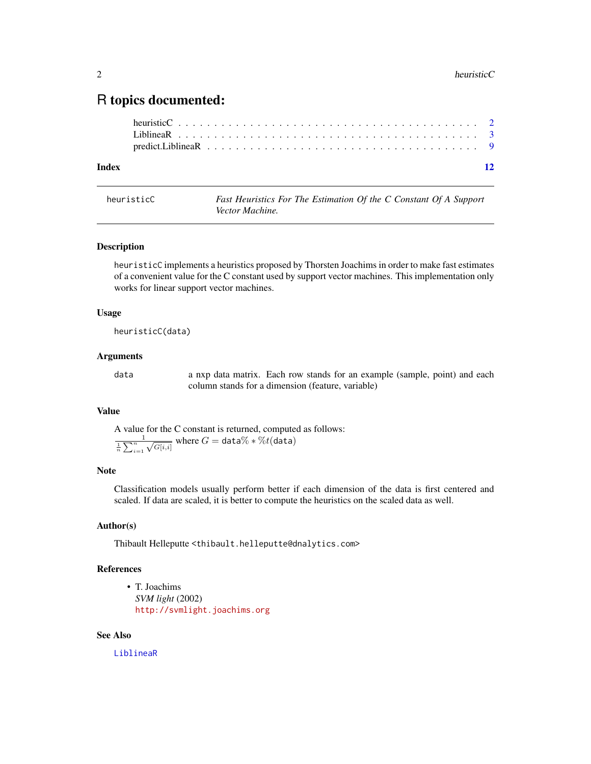# R topics documented:

heuristicC . . . . . . . . . . . . . . . . . . . . . . . . . . . . . . . . . . . . . . . . . . 2
LiblineaR . . . . . . . . . . . . . . . . . . . . . . . . . . . . . . . . . . . . . . . . . . 3
predict.LiblineaR . . . . . . . . . . . . . . . . . . . . . . . . . . . . . . . . . . . . . 9

**Index** 12

---

heuristicC — *Fast Heuristics For The Estimation Of the C Constant Of A Support Vector Machine.*

---

### Description

`heuristicC` implements a heuristics proposed by Thorsten Joachims in order to make fast estimates of a convenient value for the C constant used by support vector machines. This implementation only works for linear support vector machines.

### Usage

```
heuristicC(data)
```

### Arguments

| | |
|---|---|
| `data` | a nxp data matrix. Each row stands for an example (sample, point) and each column stands for a dimension (feature, variable) |

### Value

A value for the C constant is returned, computed as follows:
$\frac{1}{\frac{1}{n}\sum_{i=1}^{n}\sqrt{G[i,i]}}$ where $G = \texttt{data}\% * \%t(\texttt{data})$

### Note

Classification models usually perform better if each dimension of the data is first centered and scaled. If data are scaled, it is better to compute the heuristics on the scaled data as well.

### Author(s)

Thibault Helleputte <thibault.helleputte@dnalytics.com>

### References

- T. Joachims
  *SVM light* (2002)
  http://svmlight.joachims.org

### See Also

LiblineaR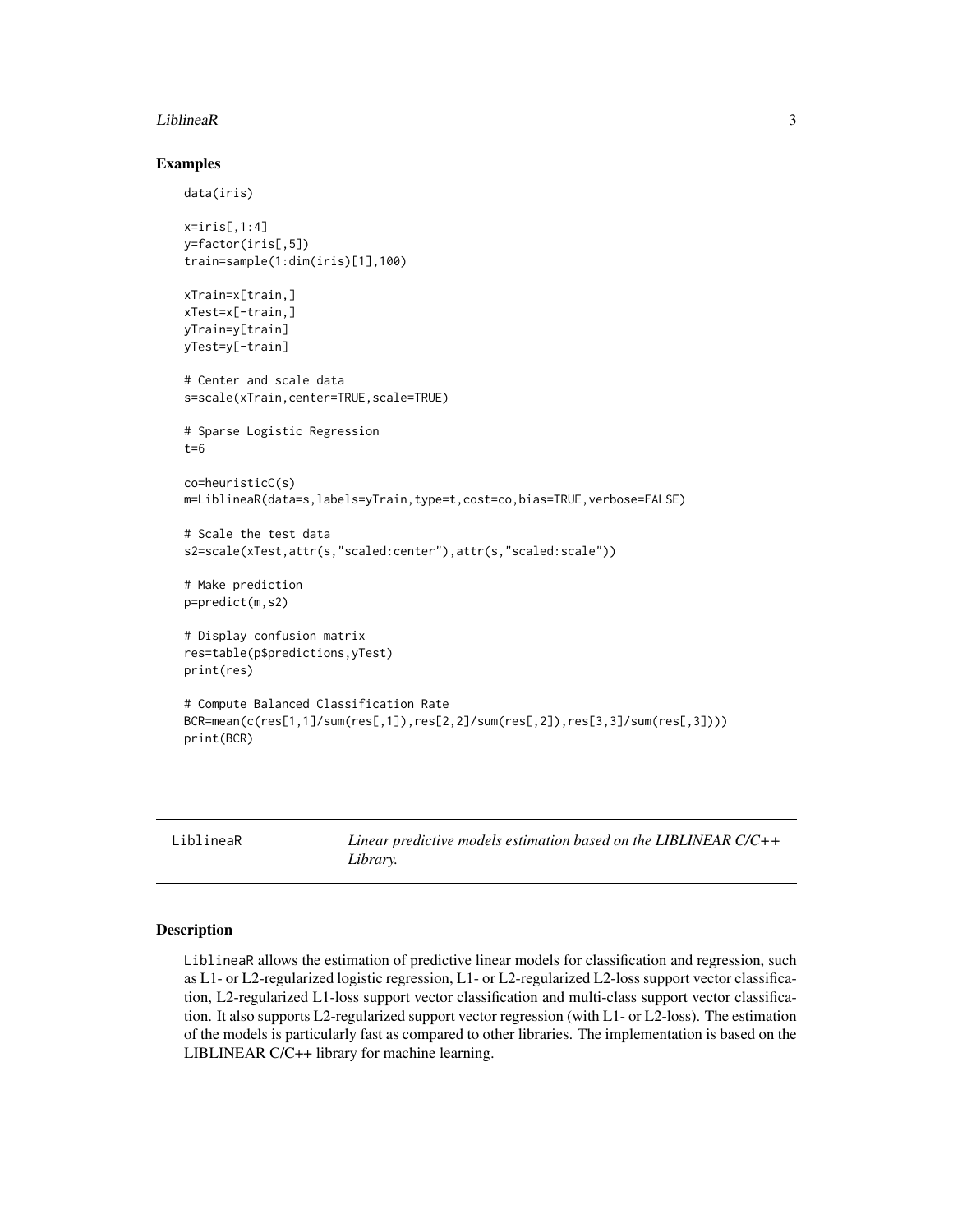## Examples

```
data(iris)

x=iris[,1:4]
y=factor(iris[,5])
train=sample(1:dim(iris)[1],100)

xTrain=x[train,]
xTest=x[-train,]
yTrain=y[train]
yTest=y[-train]

# Center and scale data
s=scale(xTrain,center=TRUE,scale=TRUE)

# Sparse Logistic Regression
t=6

co=heuristicC(s)
m=LiblineaR(data=s,labels=yTrain,type=t,cost=co,bias=TRUE,verbose=FALSE)

# Scale the test data
s2=scale(xTest,attr(s,"scaled:center"),attr(s,"scaled:scale"))

# Make prediction
p=predict(m,s2)

# Display confusion matrix
res=table(p$predictions,yTest)
print(res)

# Compute Balanced Classification Rate
BCR=mean(c(res[1,1]/sum(res[,1]),res[2,2]/sum(res[,2]),res[3,3]/sum(res[,3])))
print(BCR)
```

---

LiblineaR — *Linear predictive models estimation based on the LIBLINEAR C/C++ Library.*

---

## Description

LiblineaR allows the estimation of predictive linear models for classification and regression, such as L1- or L2-regularized logistic regression, L1- or L2-regularized L2-loss support vector classification, L2-regularized L1-loss support vector classification and multi-class support vector classification. It also supports L2-regularized support vector regression (with L1- or L2-loss). The estimation of the models is particularly fast as compared to other libraries. The implementation is based on the LIBLINEAR C/C++ library for machine learning.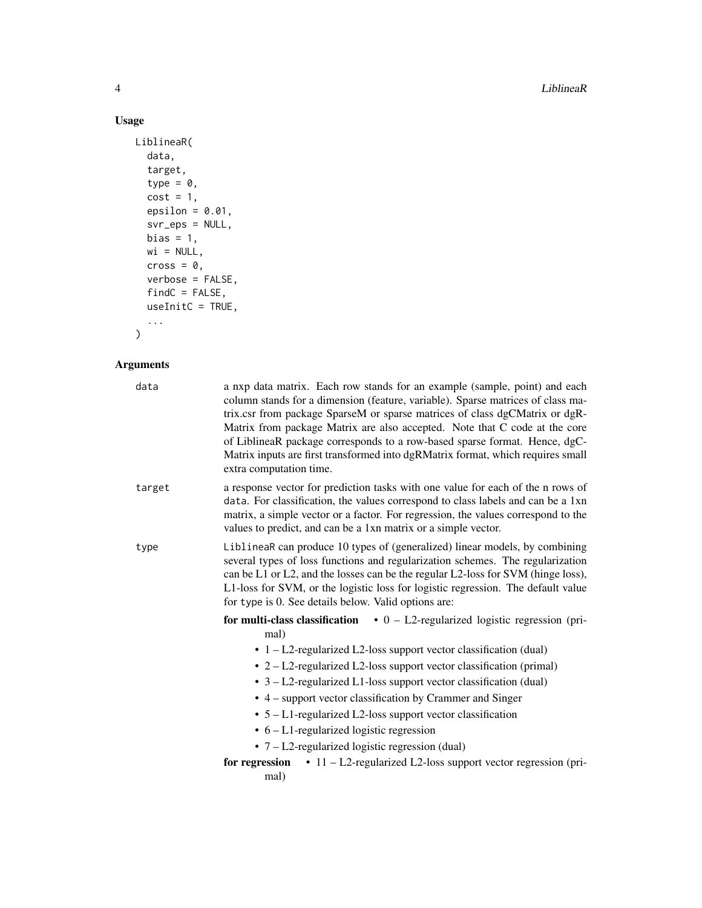### Usage

```
LiblineaR(
  data,
  target,
  type = 0,
  cost = 1,
  epsilon = 0.01,
  svr_eps = NULL,
  bias = 1,
  wi = NULL,
  cross = 0,
  verbose = FALSE,
  findC = FALSE,
  useInitC = TRUE,
  ...
)
```

### Arguments

**data** a nxp data matrix. Each row stands for an example (sample, point) and each column stands for a dimension (feature, variable). Sparse matrices of class matrix.csr from package SparseM or sparse matrices of class dgCMatrix or dgRMatrix from package Matrix are also accepted. Note that C code at the core of LiblineaR package corresponds to a row-based sparse format. Hence, dgCMatrix inputs are first transformed into dgRMatrix format, which requires small extra computation time.

**target** a response vector for prediction tasks with one value for each of the n rows of `data`. For classification, the values correspond to class labels and can be a 1xn matrix, a simple vector or a factor. For regression, the values correspond to the values to predict, and can be a 1xn matrix or a simple vector.

**type** `LiblineaR` can produce 10 types of (generalized) linear models, by combining several types of loss functions and regularization schemes. The regularization can be L1 or L2, and the losses can be the regular L2-loss for SVM (hinge loss), L1-loss for SVM, or the logistic loss for logistic regression. The default value for `type` is 0. See details below. Valid options are:

**for multi-class classification**
- 0 – L2-regularized logistic regression (primal)
- 1 – L2-regularized L2-loss support vector classification (dual)
- 2 – L2-regularized L2-loss support vector classification (primal)
- 3 – L2-regularized L1-loss support vector classification (dual)
- 4 – support vector classification by Crammer and Singer
- 5 – L1-regularized L2-loss support vector classification
- 6 – L1-regularized logistic regression
- 7 – L2-regularized logistic regression (dual)

**for regression**
- 11 – L2-regularized L2-loss support vector regression (primal)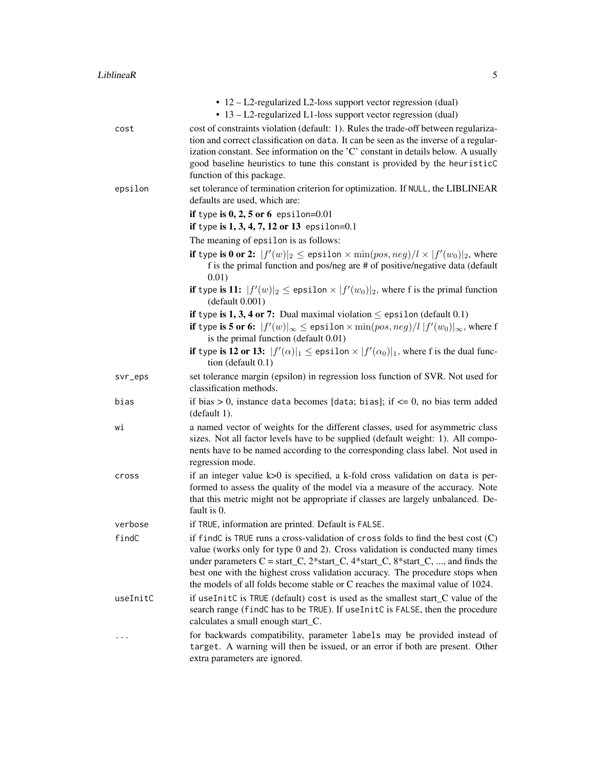- 12 – L2-regularized L2-loss support vector regression (dual)
- 13 – L2-regularized L1-loss support vector regression (dual)

`cost` cost of constraints violation (default: 1). Rules the trade-off between regularization and correct classification on `data`. It can be seen as the inverse of a regularization constant. See information on the 'C' constant in details below. A usually good baseline heuristics to tune this constant is provided by the `heuristicC` function of this package.

`epsilon` set tolerance of termination criterion for optimization. If `NULL`, the LIBLINEAR defaults are used, which are:

**if `type` is 0, 2, 5 or 6** `epsilon`=0.01

**if `type` is 1, 3, 4, 7, 12 or 13** `epsilon`=0.1

The meaning of `epsilon` is as follows:

**if `type` is 0 or 2:** $|f'(w)|_2 \leq \texttt{epsilon} \times \min(pos, neg)/l \times |f'(w_0)|_2$, where f is the primal function and pos/neg are # of positive/negative data (default 0.01)

**if `type` is 11:** $|f'(w)|_2 \leq \texttt{epsilon} \times |f'(w_0)|_2$, where f is the primal function (default 0.001)

**if `type` is 1, 3, 4 or 7:** Dual maximal violation $\leq$ `epsilon` (default 0.1)

**if `type` is 5 or 6:** $|f'(w)|_\infty \leq \texttt{epsilon} \times \min(pos, neg)/l \; |f'(w_0)|_\infty$, where f is the primal function (default 0.01)

**if `type` is 12 or 13:** $|f'(\alpha)|_1 \leq \texttt{epsilon} \times |f'(\alpha_0)|_1$, where f is the dual function (default 0.1)

`svr_eps` set tolerance margin (epsilon) in regression loss function of SVR. Not used for classification methods.

`bias` if bias > 0, instance `data` becomes [`data`; `bias`]; if <= 0, no bias term added (default 1).

`wi` a named vector of weights for the different classes, used for asymmetric class sizes. Not all factor levels have to be supplied (default weight: 1). All components have to be named according to the corresponding class label. Not used in regression mode.

`cross` if an integer value k>0 is specified, a k-fold cross validation on `data` is performed to assess the quality of the model via a measure of the accuracy. Note that this metric might not be appropriate if classes are largely unbalanced. Default is 0.

`verbose` if `TRUE`, information are printed. Default is `FALSE`.

`findC` if `findC` is `TRUE` runs a cross-validation of `cross` folds to find the best cost (C) value (works only for type 0 and 2). Cross validation is conducted many times under parameters C = start_C, 2*start_C, 4*start_C, 8*start_C, ..., and finds the best one with the highest cross validation accuracy. The procedure stops when the models of all folds become stable or C reaches the maximal value of 1024.

`useInitC` if `useInitC` is `TRUE` (default) `cost` is used as the smallest start_C value of the search range (`findC` has to be `TRUE`). If `useInitC` is `FALSE`, then the procedure calculates a small enough start_C.

`...` for backwards compatibility, parameter `labels` may be provided instead of `target`. A warning will then be issued, or an error if both are present. Other extra parameters are ignored.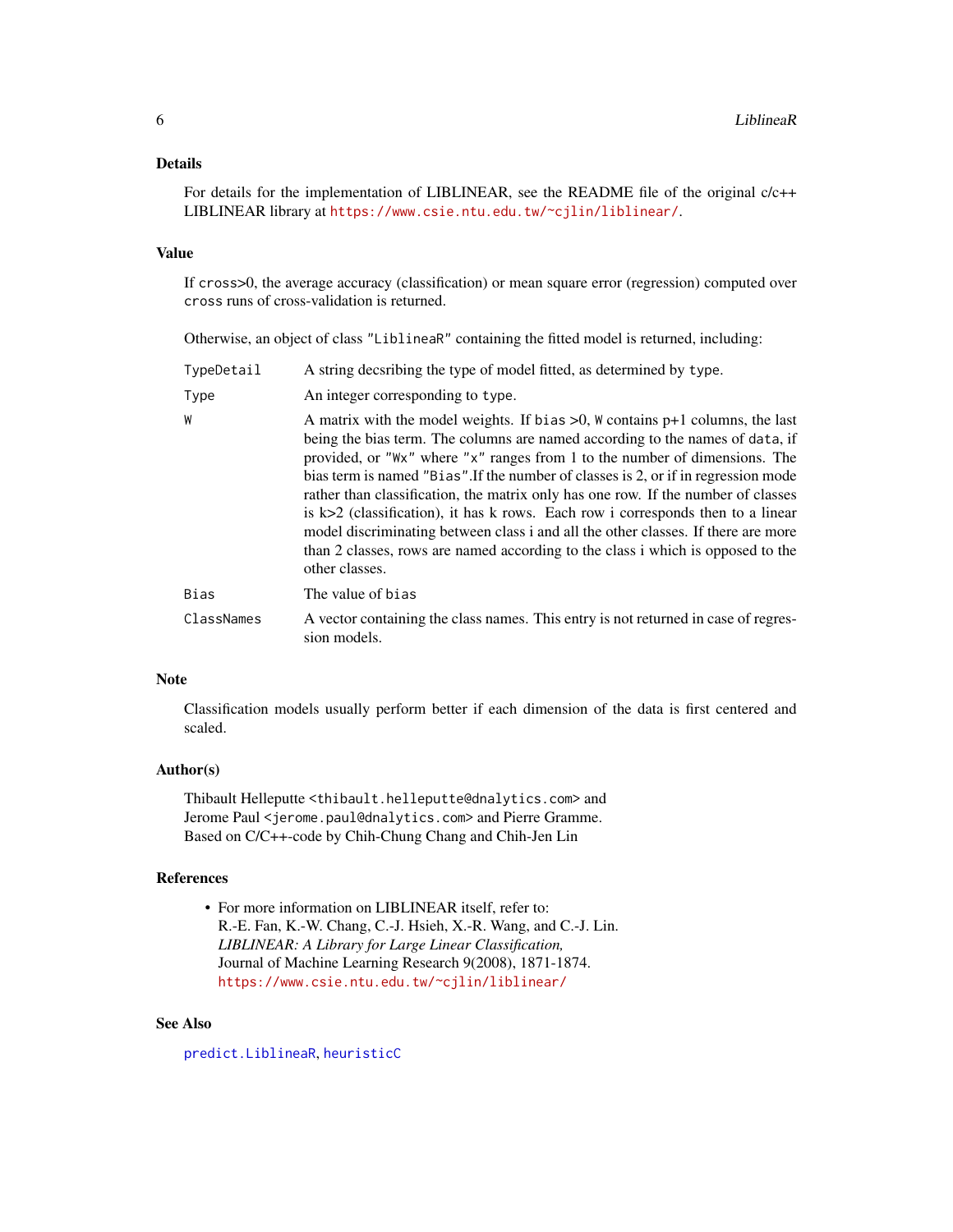## Details

For details for the implementation of LIBLINEAR, see the README file of the original c/c++ LIBLINEAR library at https://www.csie.ntu.edu.tw/~cjlin/liblinear/.

## Value

If `cross`>0, the average accuracy (classification) or mean square error (regression) computed over `cross` runs of cross-validation is returned.

Otherwise, an object of class "LiblineaR" containing the fitted model is returned, including:

| | |
|---|---|
| `TypeDetail` | A string decsribing the type of model fitted, as determined by `type`. |
| `Type` | An integer corresponding to `type`. |
| `W` | A matrix with the model weights. If `bias` >0, `W` contains p+1 columns, the last being the bias term. The columns are named according to the names of `data`, if provided, or "Wx" where "x" ranges from 1 to the number of dimensions. The bias term is named "Bias".If the number of classes is 2, or if in regression mode rather than classification, the matrix only has one row. If the number of classes is k>2 (classification), it has k rows. Each row i corresponds then to a linear model discriminating between class i and all the other classes. If there are more than 2 classes, rows are named according to the class i which is opposed to the other classes. |
| `Bias` | The value of `bias` |
| `ClassNames` | A vector containing the class names. This entry is not returned in case of regression models. |

## Note

Classification models usually perform better if each dimension of the data is first centered and scaled.

## Author(s)

Thibault Helleputte <thibault.helleputte@dnalytics.com> and
Jerome Paul <jerome.paul@dnalytics.com> and Pierre Gramme.
Based on C/C++-code by Chih-Chung Chang and Chih-Jen Lin

## References

- For more information on LIBLINEAR itself, refer to:
  R.-E. Fan, K.-W. Chang, C.-J. Hsieh, X.-R. Wang, and C.-J. Lin.
  *LIBLINEAR: A Library for Large Linear Classification,*
  Journal of Machine Learning Research 9(2008), 1871-1874.
  https://www.csie.ntu.edu.tw/~cjlin/liblinear/

## See Also

predict.LiblineaR, heuristicC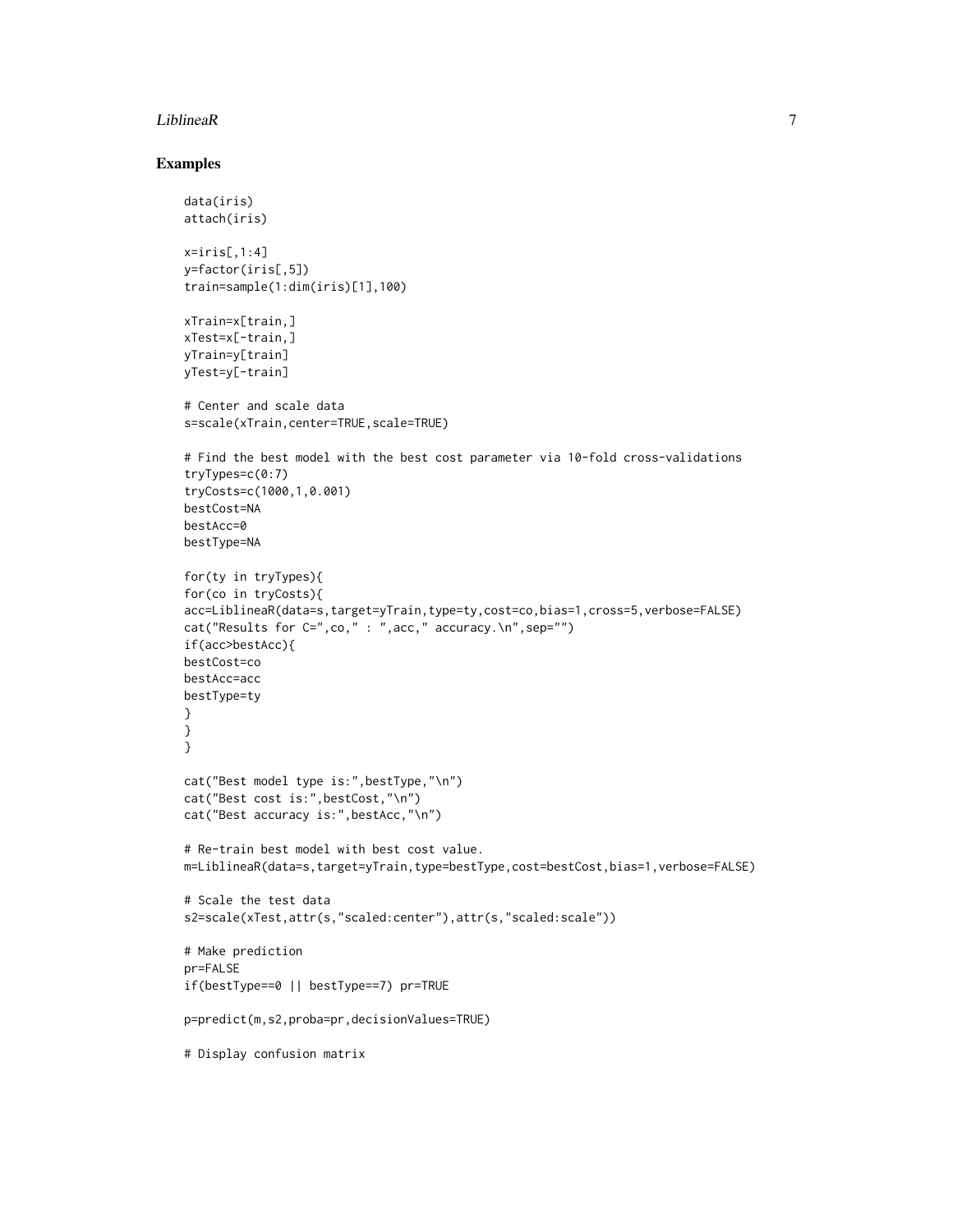## Examples

```
data(iris)
attach(iris)

x=iris[,1:4]
y=factor(iris[,5])
train=sample(1:dim(iris)[1],100)

xTrain=x[train,]
xTest=x[-train,]
yTrain=y[train]
yTest=y[-train]

# Center and scale data
s=scale(xTrain,center=TRUE,scale=TRUE)

# Find the best model with the best cost parameter via 10-fold cross-validations
tryTypes=c(0:7)
tryCosts=c(1000,1,0.001)
bestCost=NA
bestAcc=0
bestType=NA

for(ty in tryTypes){
for(co in tryCosts){
acc=LiblineaR(data=s,target=yTrain,type=ty,cost=co,bias=1,cross=5,verbose=FALSE)
cat("Results for C=",co," : ",acc," accuracy.\n",sep="")
if(acc>bestAcc){
bestCost=co
bestAcc=acc
bestType=ty
}
}
}

cat("Best model type is:",bestType,"\n")
cat("Best cost is:",bestCost,"\n")
cat("Best accuracy is:",bestAcc,"\n")

# Re-train best model with best cost value.
m=LiblineaR(data=s,target=yTrain,type=bestType,cost=bestCost,bias=1,verbose=FALSE)

# Scale the test data
s2=scale(xTest,attr(s,"scaled:center"),attr(s,"scaled:scale"))

# Make prediction
pr=FALSE
if(bestType==0 || bestType==7) pr=TRUE

p=predict(m,s2,proba=pr,decisionValues=TRUE)

# Display confusion matrix
```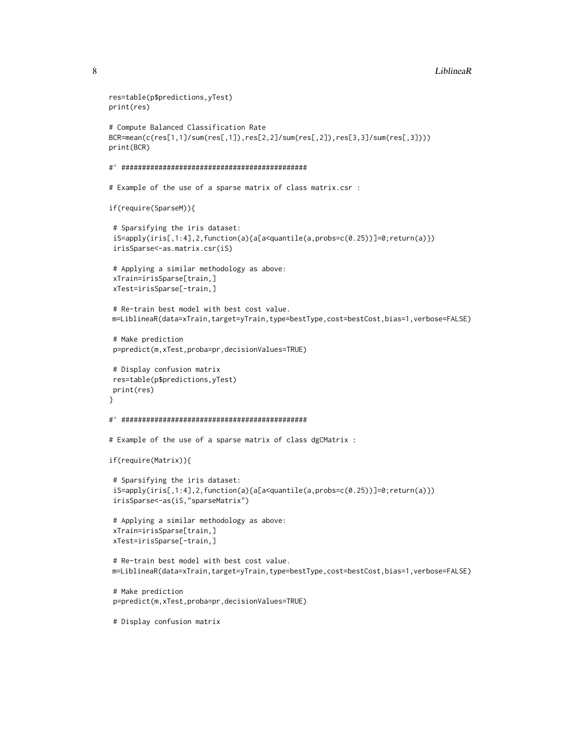```
res=table(p$predictions,yTest)
print(res)

# Compute Balanced Classification Rate
BCR=mean(c(res[1,1]/sum(res[,1]),res[2,2]/sum(res[,2]),res[3,3]/sum(res[,3])))
print(BCR)

#' #############################################

# Example of the use of a sparse matrix of class matrix.csr :

if(require(SparseM)){

 # Sparsifying the iris dataset:
 iS=apply(iris[,1:4],2,function(a){a[a<quantile(a,probs=c(0.25))]=0;return(a)})
 irisSparse<-as.matrix.csr(iS)

 # Applying a similar methodology as above:
 xTrain=irisSparse[train,]
 xTest=irisSparse[-train,]

 # Re-train best model with best cost value.
 m=LiblineaR(data=xTrain,target=yTrain,type=bestType,cost=bestCost,bias=1,verbose=FALSE)

 # Make prediction
 p=predict(m,xTest,proba=pr,decisionValues=TRUE)

 # Display confusion matrix
 res=table(p$predictions,yTest)
 print(res)
}

#' #############################################

# Example of the use of a sparse matrix of class dgCMatrix :

if(require(Matrix)){

 # Sparsifying the iris dataset:
 iS=apply(iris[,1:4],2,function(a){a[a<quantile(a,probs=c(0.25))]=0;return(a)})
 irisSparse<-as(iS,"sparseMatrix")

 # Applying a similar methodology as above:
 xTrain=irisSparse[train,]
 xTest=irisSparse[-train,]

 # Re-train best model with best cost value.
 m=LiblineaR(data=xTrain,target=yTrain,type=bestType,cost=bestCost,bias=1,verbose=FALSE)

 # Make prediction
 p=predict(m,xTest,proba=pr,decisionValues=TRUE)

 # Display confusion matrix
```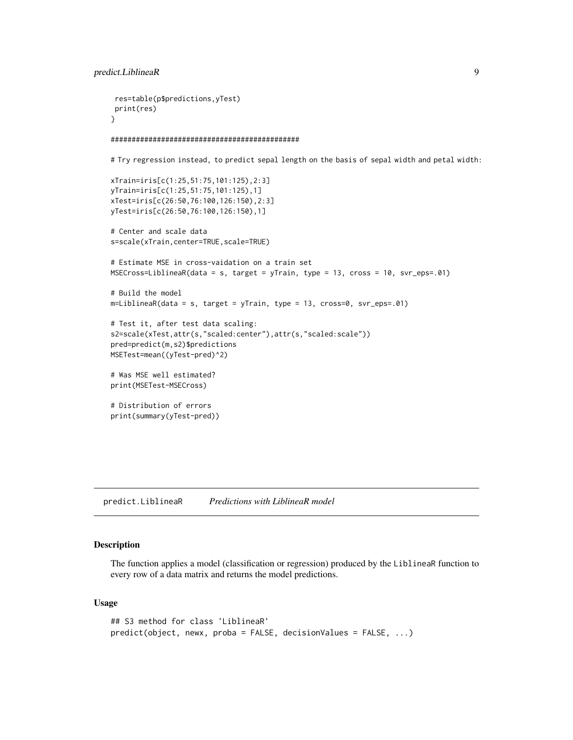```
 res=table(p$predictions,yTest)
 print(res)
}

#############################################

# Try regression instead, to predict sepal length on the basis of sepal width and petal width:

xTrain=iris[c(1:25,51:75,101:125),2:3]
yTrain=iris[c(1:25,51:75,101:125),1]
xTest=iris[c(26:50,76:100,126:150),2:3]
yTest=iris[c(26:50,76:100,126:150),1]

# Center and scale data
s=scale(xTrain,center=TRUE,scale=TRUE)

# Estimate MSE in cross-vaidation on a train set
MSECross=LiblineaR(data = s, target = yTrain, type = 13, cross = 10, svr_eps=.01)

# Build the model
m=LiblineaR(data = s, target = yTrain, type = 13, cross=0, svr_eps=.01)

# Test it, after test data scaling:
s2=scale(xTest,attr(s,"scaled:center"),attr(s,"scaled:scale"))
pred=predict(m,s2)$predictions
MSETest=mean((yTest-pred)^2)

# Was MSE well estimated?
print(MSETest-MSECross)

# Distribution of errors
print(summary(yTest-pred))
```

---

## predict.LiblineaR &nbsp;&nbsp;&nbsp; *Predictions with LiblineaR model*

---

### Description

The function applies a model (classification or regression) produced by the `LiblineaR` function to every row of a data matrix and returns the model predictions.

### Usage

```
## S3 method for class 'LiblineaR'
predict(object, newx, proba = FALSE, decisionValues = FALSE, ...)
```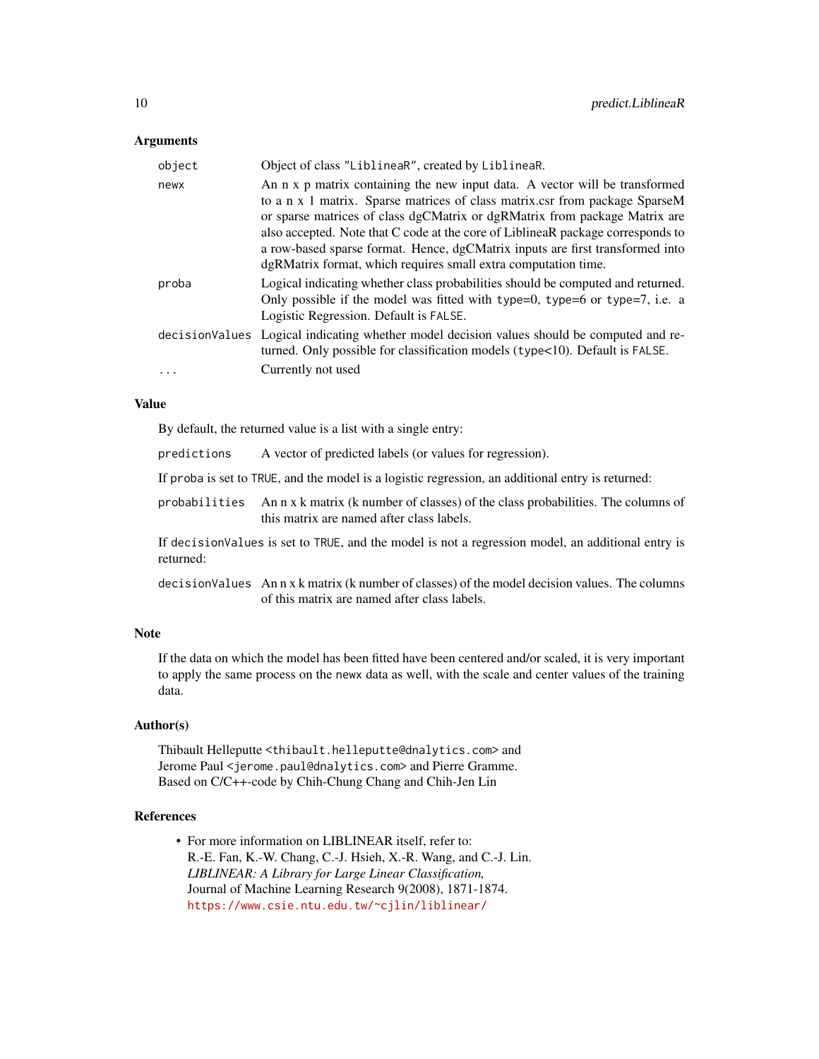## Arguments

| | |
|---|---|
| `object` | Object of class `"LiblineaR"`, created by `LiblineaR`. |
| `newx` | An n x p matrix containing the new input data. A vector will be transformed to a n x 1 matrix. Sparse matrices of class matrix.csr from package SparseM or sparse matrices of class dgCMatrix or dgRMatrix from package Matrix are also accepted. Note that C code at the core of LiblineaR package corresponds to a row-based sparse format. Hence, dgCMatrix inputs are first transformed into dgRMatrix format, which requires small extra computation time. |
| `proba` | Logical indicating whether class probabilities should be computed and returned. Only possible if the model was fitted with `type=0`, `type=6` or `type=7`, i.e. a Logistic Regression. Default is `FALSE`. |
| `decisionValues` | Logical indicating whether model decision values should be computed and returned. Only possible for classification models (`type<10`). Default is `FALSE`. |
| `...` | Currently not used |

## Value

By default, the returned value is a list with a single entry:

| | |
|---|---|
| `predictions` | A vector of predicted labels (or values for regression). |

If `proba` is set to `TRUE`, and the model is a logistic regression, an additional entry is returned:

| | |
|---|---|
| `probabilities` | An n x k matrix (k number of classes) of the class probabilities. The columns of this matrix are named after class labels. |

If `decisionValues` is set to `TRUE`, and the model is not a regression model, an additional entry is returned:

| | |
|---|---|
| `decisionValues` | An n x k matrix (k number of classes) of the model decision values. The columns of this matrix are named after class labels. |

## Note

If the data on which the model has been fitted have been centered and/or scaled, it is very important to apply the same process on the `newx` data as well, with the scale and center values of the training data.

## Author(s)

Thibault Helleputte <`thibault.helleputte@dnalytics.com`> and
Jerome Paul <`jerome.paul@dnalytics.com`> and Pierre Gramme.
Based on C/C++-code by Chih-Chung Chang and Chih-Jen Lin

## References

- For more information on LIBLINEAR itself, refer to:
  R.-E. Fan, K.-W. Chang, C.-J. Hsieh, X.-R. Wang, and C.-J. Lin.
  *LIBLINEAR: A Library for Large Linear Classification,*
  Journal of Machine Learning Research 9(2008), 1871-1874.
  https://www.csie.ntu.edu.tw/~cjlin/liblinear/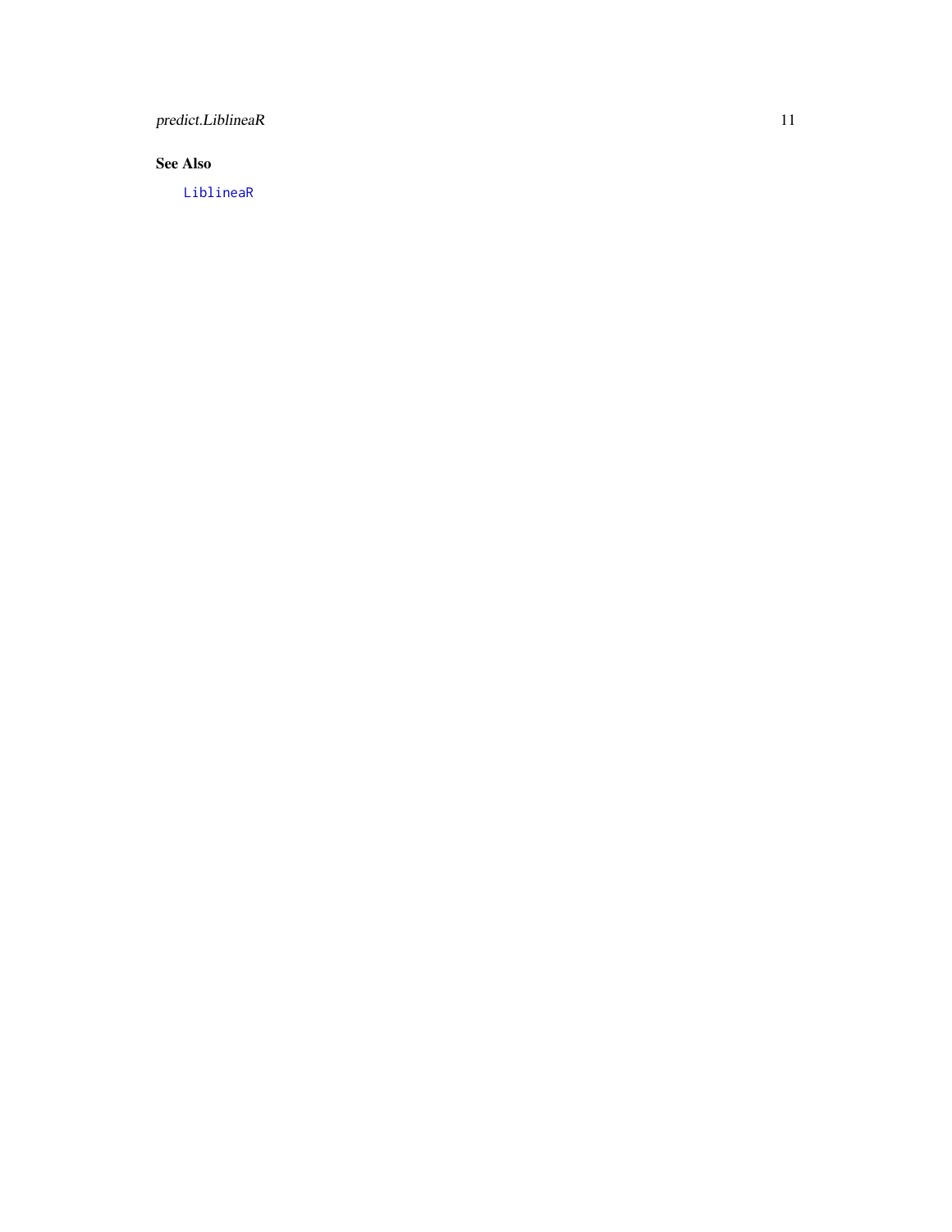## See Also

`LiblineaR`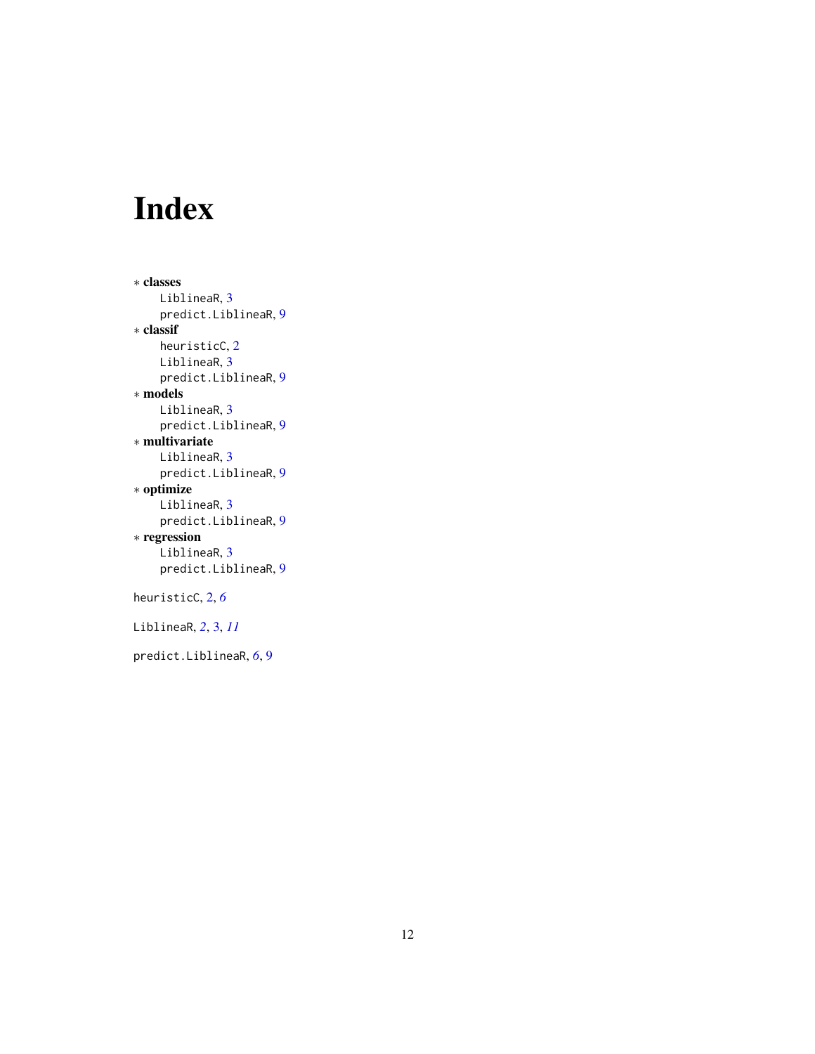# Index

∗ **classes**
    LiblineaR, 3
    predict.LiblineaR, 9
∗ **classif**
    heuristicC, 2
    LiblineaR, 3
    predict.LiblineaR, 9
∗ **models**
    LiblineaR, 3
    predict.LiblineaR, 9
∗ **multivariate**
    LiblineaR, 3
    predict.LiblineaR, 9
∗ **optimize**
    LiblineaR, 3
    predict.LiblineaR, 9
∗ **regression**
    LiblineaR, 3
    predict.LiblineaR, 9

heuristicC, 2, *6*

LiblineaR, *2*, 3, *11*

predict.LiblineaR, *6*, 9